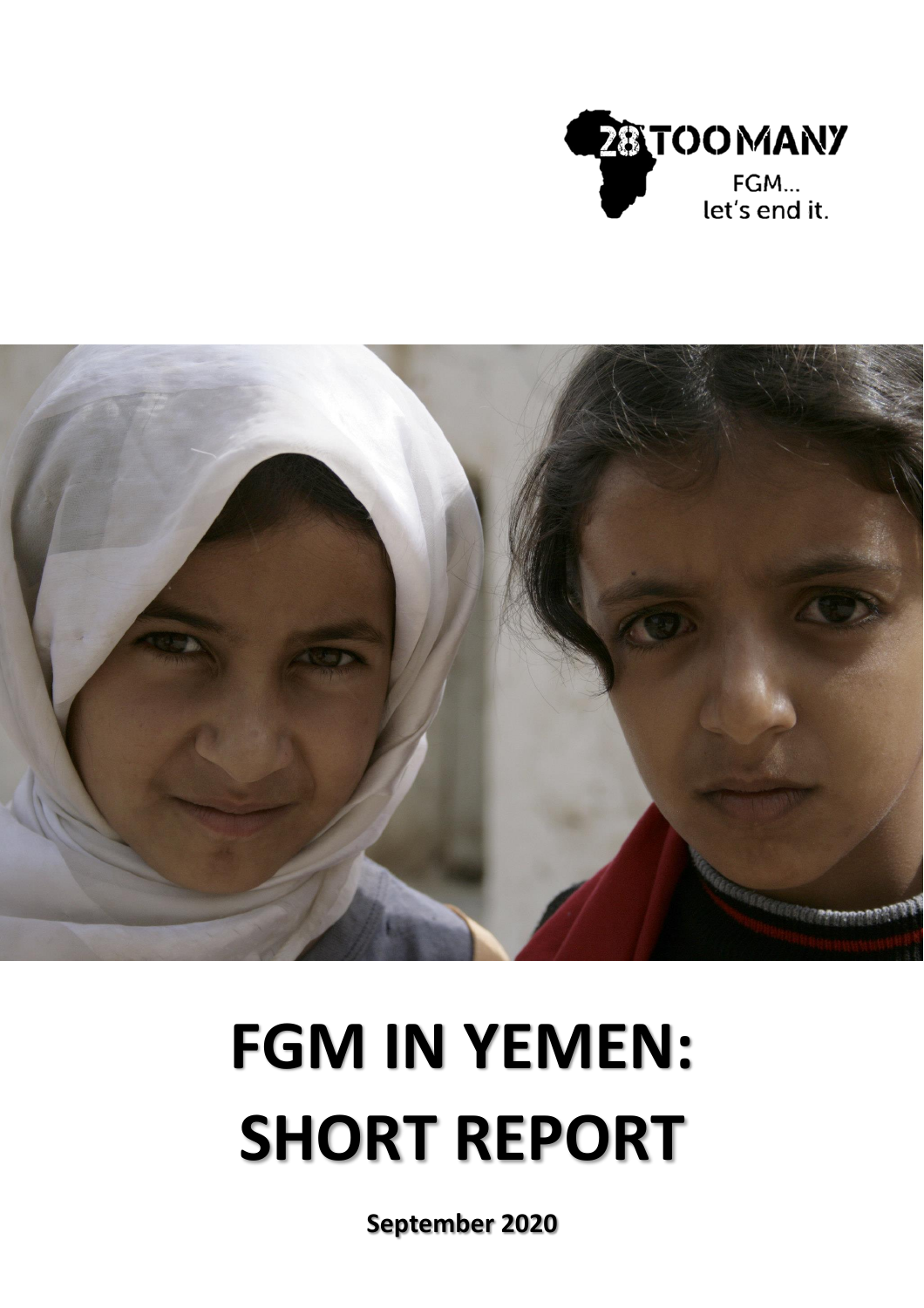28 TOO MANY

FGM... let's end it.

# FGM IN YEMEN: SHORT REPORT

**September 2020**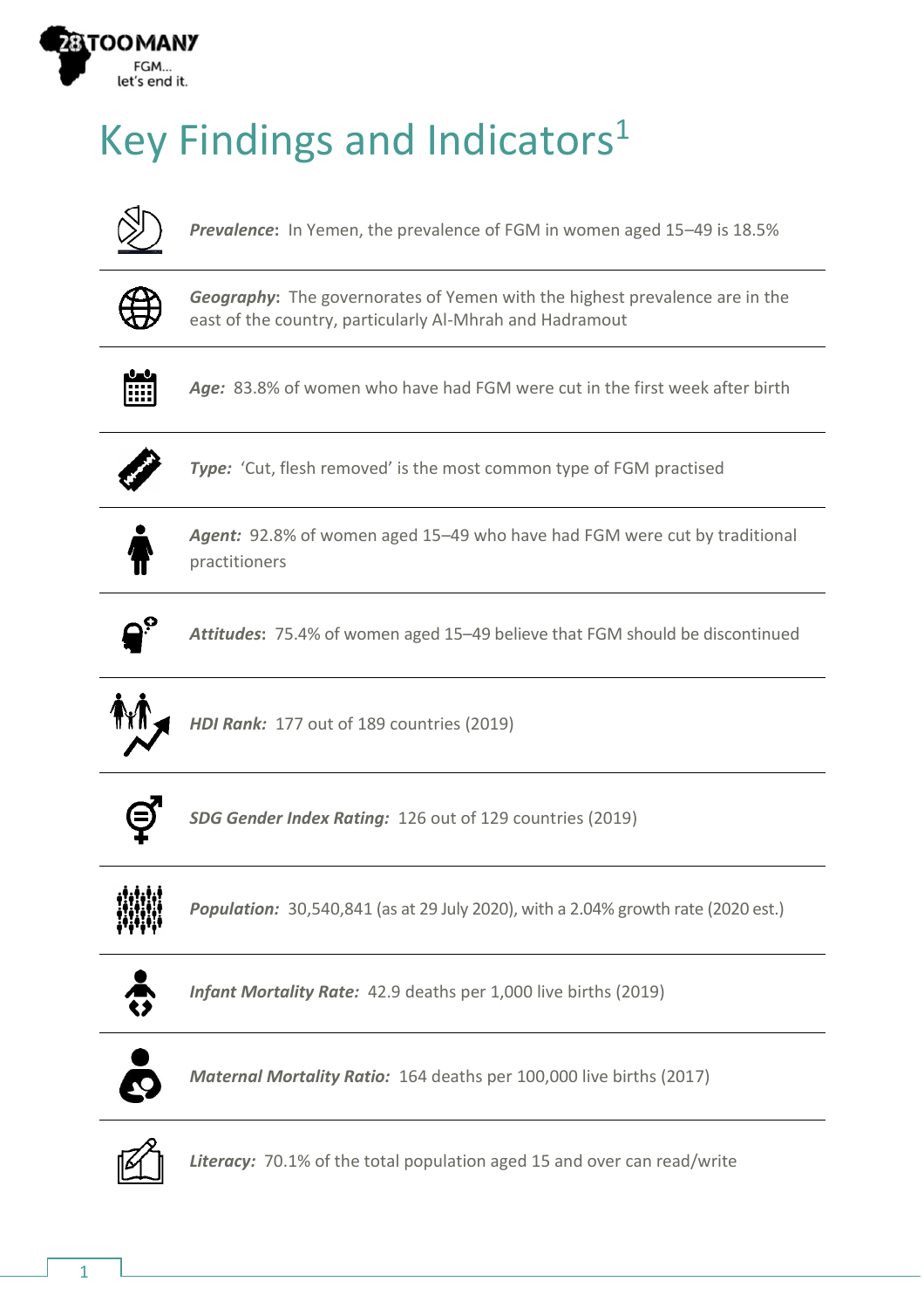# Key Findings and Indicators[1]

***Prevalence***: In Yemen, the prevalence of FGM in women aged 15–49 is 18.5%

***Geography***: The governorates of Yemen with the highest prevalence are in the east of the country, particularly Al-Mhrah and Hadramout

***Age:*** 83.8% of women who have had FGM were cut in the first week after birth

***Type:*** 'Cut, flesh removed' is the most common type of FGM practised

***Agent:*** 92.8% of women aged 15–49 who have had FGM were cut by traditional practitioners

***Attitudes***: 75.4% of women aged 15–49 believe that FGM should be discontinued

***HDI Rank:*** 177 out of 189 countries (2019)

***SDG Gender Index Rating:*** 126 out of 129 countries (2019)

***Population:*** 30,540,841 (as at 29 July 2020), with a 2.04% growth rate (2020 est.)

***Infant Mortality Rate:*** 42.9 deaths per 1,000 live births (2019)

***Maternal Mortality Ratio:*** 164 deaths per 100,000 live births (2017)

***Literacy:*** 70.1% of the total population aged 15 and over can read/write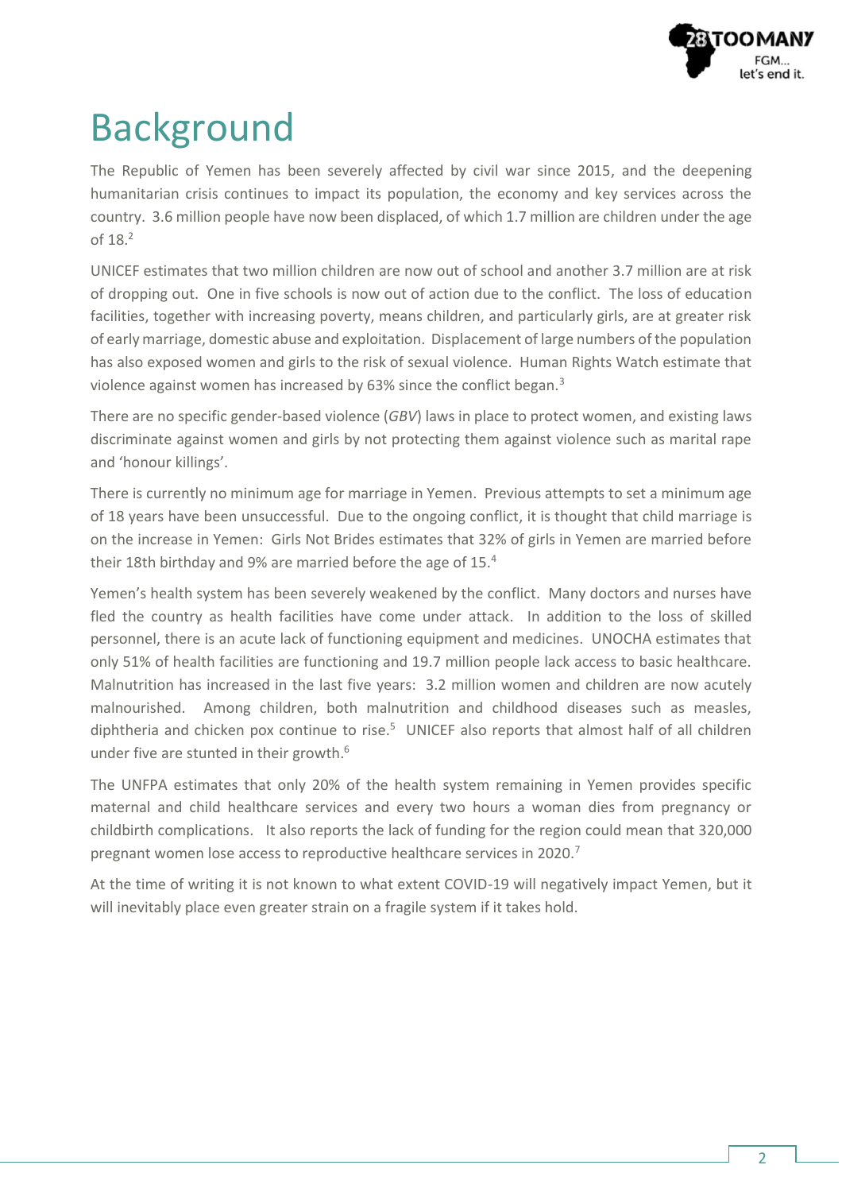# Background

The Republic of Yemen has been severely affected by civil war since 2015, and the deepening humanitarian crisis continues to impact its population, the economy and key services across the country. 3.6 million people have now been displaced, of which 1.7 million are children under the age of 18.[2]

UNICEF estimates that two million children are now out of school and another 3.7 million are at risk of dropping out. One in five schools is now out of action due to the conflict. The loss of education facilities, together with increasing poverty, means children, and particularly girls, are at greater risk of early marriage, domestic abuse and exploitation. Displacement of large numbers of the population has also exposed women and girls to the risk of sexual violence. Human Rights Watch estimate that violence against women has increased by 63% since the conflict began.[3]

There are no specific gender-based violence (*GBV*) laws in place to protect women, and existing laws discriminate against women and girls by not protecting them against violence such as marital rape and 'honour killings'.

There is currently no minimum age for marriage in Yemen. Previous attempts to set a minimum age of 18 years have been unsuccessful. Due to the ongoing conflict, it is thought that child marriage is on the increase in Yemen: Girls Not Brides estimates that 32% of girls in Yemen are married before their 18th birthday and 9% are married before the age of 15.[4]

Yemen's health system has been severely weakened by the conflict. Many doctors and nurses have fled the country as health facilities have come under attack. In addition to the loss of skilled personnel, there is an acute lack of functioning equipment and medicines. UNOCHA estimates that only 51% of health facilities are functioning and 19.7 million people lack access to basic healthcare. Malnutrition has increased in the last five years: 3.2 million women and children are now acutely malnourished. Among children, both malnutrition and childhood diseases such as measles, diphtheria and chicken pox continue to rise.[5] UNICEF also reports that almost half of all children under five are stunted in their growth.[6]

The UNFPA estimates that only 20% of the health system remaining in Yemen provides specific maternal and child healthcare services and every two hours a woman dies from pregnancy or childbirth complications. It also reports the lack of funding for the region could mean that 320,000 pregnant women lose access to reproductive healthcare services in 2020.[7]

At the time of writing it is not known to what extent COVID-19 will negatively impact Yemen, but it will inevitably place even greater strain on a fragile system if it takes hold.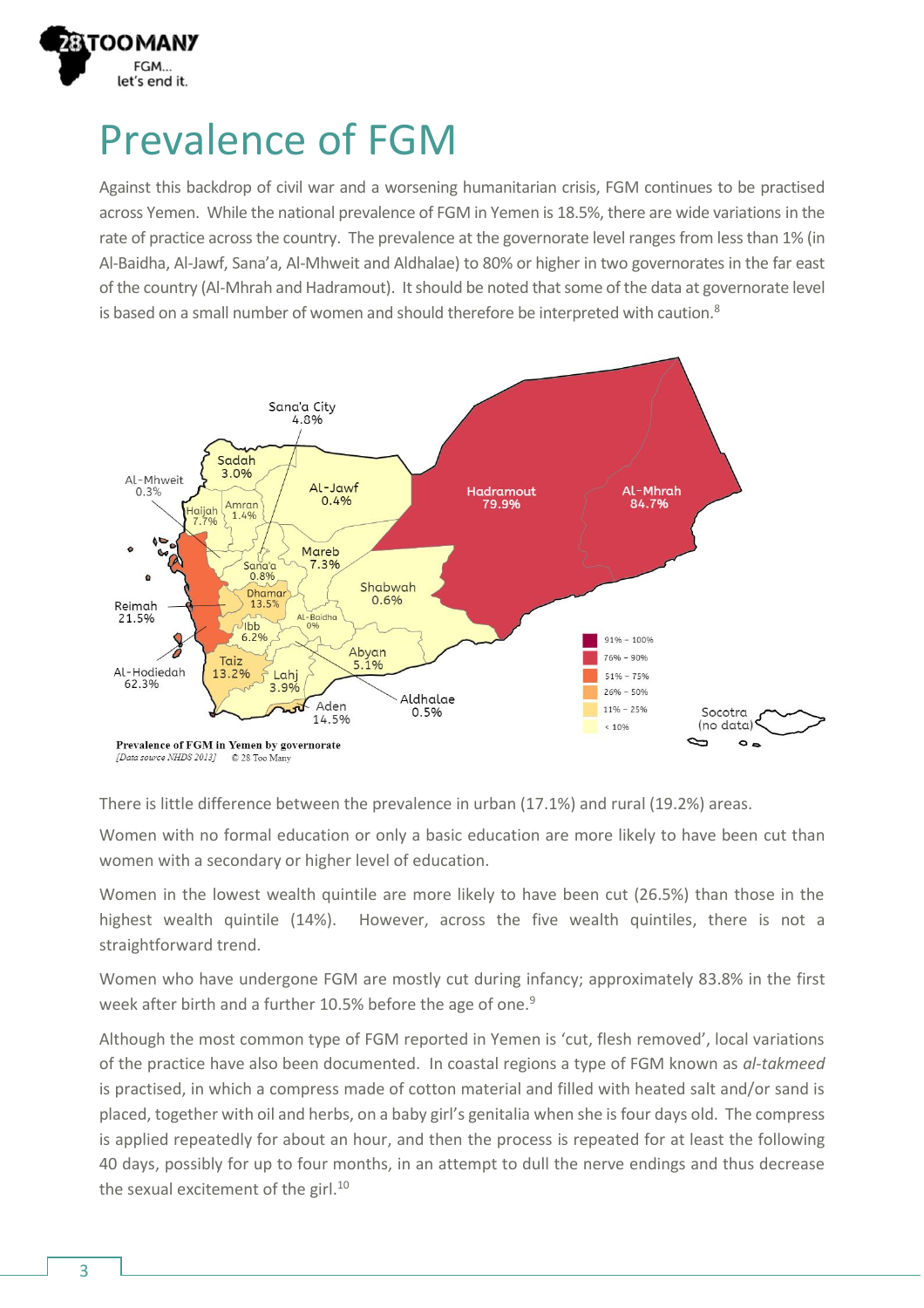# Prevalence of FGM

Against this backdrop of civil war and a worsening humanitarian crisis, FGM continues to be practised across Yemen. While the national prevalence of FGM in Yemen is 18.5%, there are wide variations in the rate of practice across the country. The prevalence at the governorate level ranges from less than 1% (in Al-Baidha, Al-Jawf, Sana'a, Al-Mhweit and Aldhalae) to 80% or higher in two governorates in the far east of the country (Al-Mhrah and Hadramout). It should be noted that some of the data at governorate level is based on a small number of women and should therefore be interpreted with caution.[8]

**Prevalence of FGM in Yemen by governorate**
*[Data source NHDS 2013]* © 28 Too Many

There is little difference between the prevalence in urban (17.1%) and rural (19.2%) areas.

Women with no formal education or only a basic education are more likely to have been cut than women with a secondary or higher level of education.

Women in the lowest wealth quintile are more likely to have been cut (26.5%) than those in the highest wealth quintile (14%). However, across the five wealth quintiles, there is not a straightforward trend.

Women who have undergone FGM are mostly cut during infancy; approximately 83.8% in the first week after birth and a further 10.5% before the age of one.[9]

Although the most common type of FGM reported in Yemen is 'cut, flesh removed', local variations of the practice have also been documented. In coastal regions a type of FGM known as *al-takmeed* is practised, in which a compress made of cotton material and filled with heated salt and/or sand is placed, together with oil and herbs, on a baby girl's genitalia when she is four days old. The compress is applied repeatedly for about an hour, and then the process is repeated for at least the following 40 days, possibly for up to four months, in an attempt to dull the nerve endings and thus decrease the sexual excitement of the girl.[10]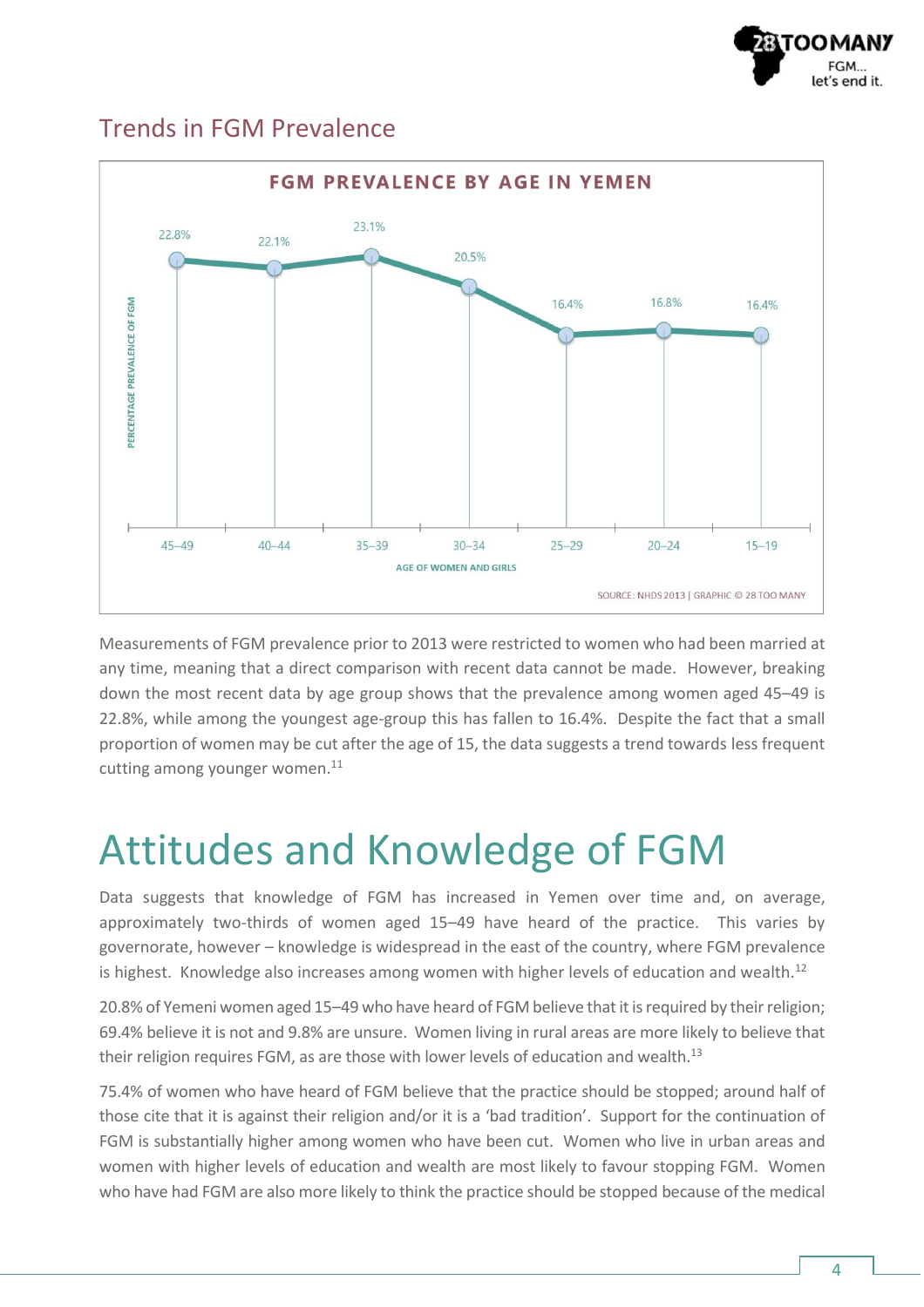## Trends in FGM Prevalence

**FGM PREVALENCE BY AGE IN YEMEN**

| Age of women and girls | Percentage prevalence of FGM |
|---|---|
| 45–49 | 22.8% |
| 40–44 | 22.1% |
| 35–39 | 23.1% |
| 30–34 | 20.5% |
| 25–29 | 16.4% |
| 20–24 | 16.8% |
| 15–19 | 16.4% |

SOURCE: NHDS 2013 | GRAPHIC © 28 TOO MANY

Measurements of FGM prevalence prior to 2013 were restricted to women who had been married at any time, meaning that a direct comparison with recent data cannot be made. However, breaking down the most recent data by age group shows that the prevalence among women aged 45–49 is 22.8%, while among the youngest age-group this has fallen to 16.4%. Despite the fact that a small proportion of women may be cut after the age of 15, the data suggests a trend towards less frequent cutting among younger women.[11]

# Attitudes and Knowledge of FGM

Data suggests that knowledge of FGM has increased in Yemen over time and, on average, approximately two-thirds of women aged 15–49 have heard of the practice. This varies by governorate, however – knowledge is widespread in the east of the country, where FGM prevalence is highest. Knowledge also increases among women with higher levels of education and wealth.[12]

20.8% of Yemeni women aged 15–49 who have heard of FGM believe that it is required by their religion; 69.4% believe it is not and 9.8% are unsure. Women living in rural areas are more likely to believe that their religion requires FGM, as are those with lower levels of education and wealth.[13]

75.4% of women who have heard of FGM believe that the practice should be stopped; around half of those cite that it is against their religion and/or it is a 'bad tradition'. Support for the continuation of FGM is substantially higher among women who have been cut. Women who live in urban areas and women with higher levels of education and wealth are most likely to favour stopping FGM. Women who have had FGM are also more likely to think the practice should be stopped because of the medical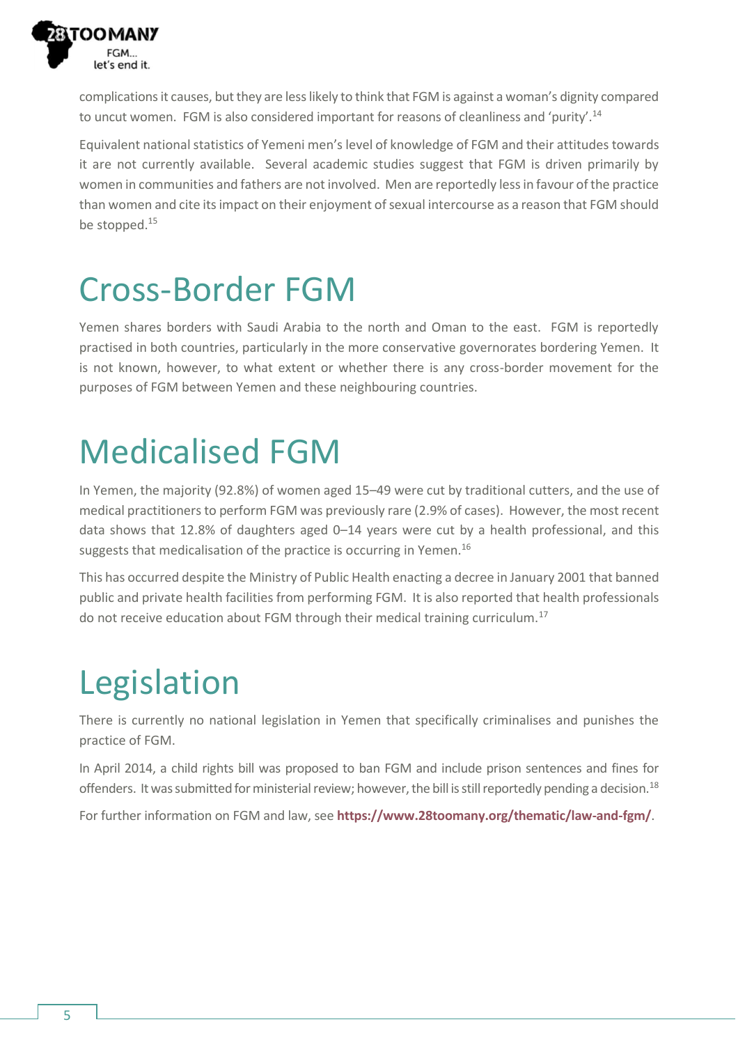complications it causes, but they are less likely to think that FGM is against a woman's dignity compared to uncut women. FGM is also considered important for reasons of cleanliness and 'purity'.[14]

Equivalent national statistics of Yemeni men's level of knowledge of FGM and their attitudes towards it are not currently available. Several academic studies suggest that FGM is driven primarily by women in communities and fathers are not involved. Men are reportedly less in favour of the practice than women and cite its impact on their enjoyment of sexual intercourse as a reason that FGM should be stopped.[15]

# Cross-Border FGM

Yemen shares borders with Saudi Arabia to the north and Oman to the east. FGM is reportedly practised in both countries, particularly in the more conservative governorates bordering Yemen. It is not known, however, to what extent or whether there is any cross-border movement for the purposes of FGM between Yemen and these neighbouring countries.

# Medicalised FGM

In Yemen, the majority (92.8%) of women aged 15–49 were cut by traditional cutters, and the use of medical practitioners to perform FGM was previously rare (2.9% of cases). However, the most recent data shows that 12.8% of daughters aged 0–14 years were cut by a health professional, and this suggests that medicalisation of the practice is occurring in Yemen.[16]

This has occurred despite the Ministry of Public Health enacting a decree in January 2001 that banned public and private health facilities from performing FGM. It is also reported that health professionals do not receive education about FGM through their medical training curriculum.[17]

# Legislation

There is currently no national legislation in Yemen that specifically criminalises and punishes the practice of FGM.

In April 2014, a child rights bill was proposed to ban FGM and include prison sentences and fines for offenders. It was submitted for ministerial review; however, the bill is still reportedly pending a decision.[18]

For further information on FGM and law, see **https://www.28toomany.org/thematic/law-and-fgm/**.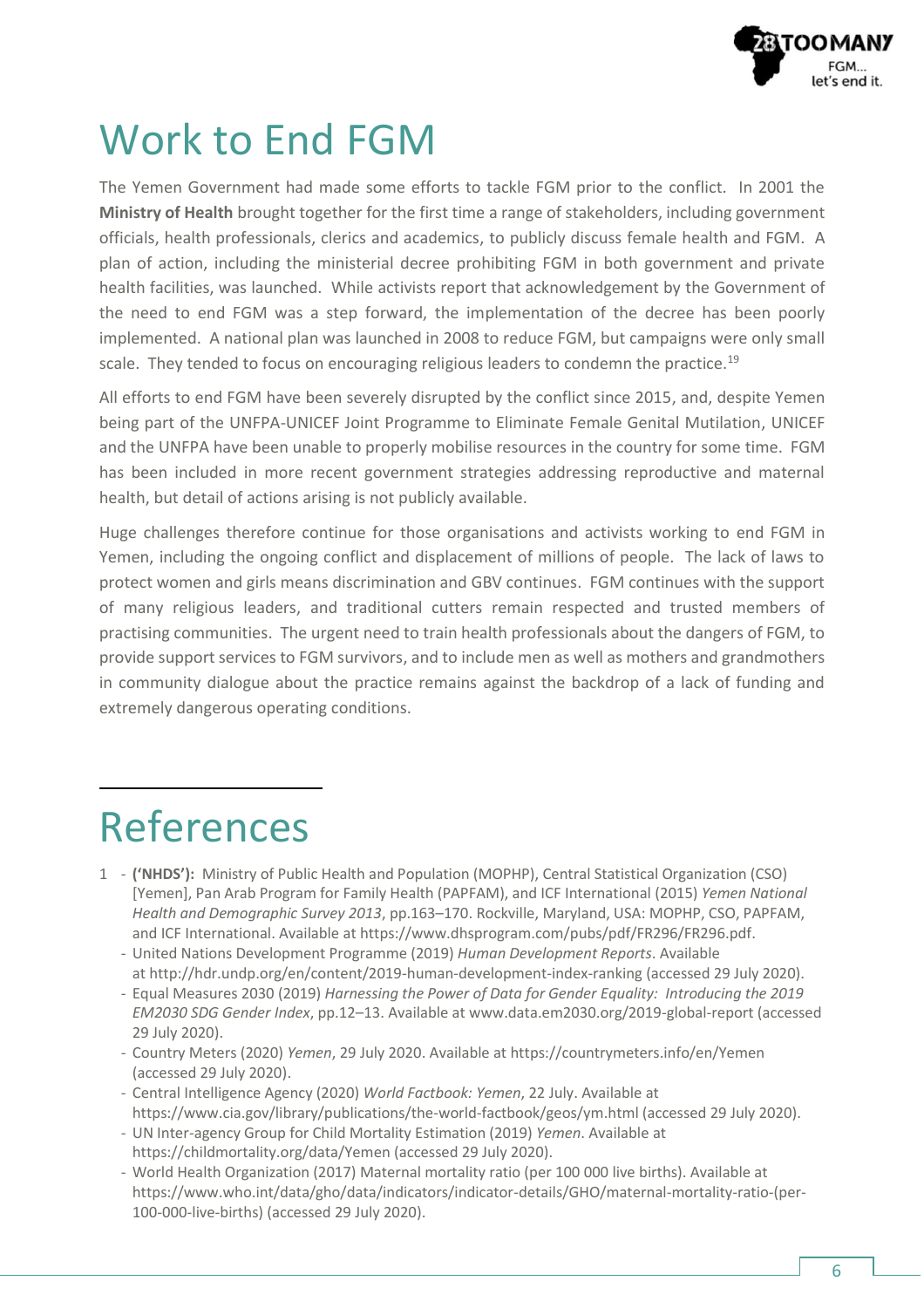# Work to End FGM

The Yemen Government had made some efforts to tackle FGM prior to the conflict. In 2001 the **Ministry of Health** brought together for the first time a range of stakeholders, including government officials, health professionals, clerics and academics, to publicly discuss female health and FGM. A plan of action, including the ministerial decree prohibiting FGM in both government and private health facilities, was launched. While activists report that acknowledgement by the Government of the need to end FGM was a step forward, the implementation of the decree has been poorly implemented. A national plan was launched in 2008 to reduce FGM, but campaigns were only small scale. They tended to focus on encouraging religious leaders to condemn the practice.[19]

All efforts to end FGM have been severely disrupted by the conflict since 2015, and, despite Yemen being part of the UNFPA-UNICEF Joint Programme to Eliminate Female Genital Mutilation, UNICEF and the UNFPA have been unable to properly mobilise resources in the country for some time. FGM has been included in more recent government strategies addressing reproductive and maternal health, but detail of actions arising is not publicly available.

Huge challenges therefore continue for those organisations and activists working to end FGM in Yemen, including the ongoing conflict and displacement of millions of people. The lack of laws to protect women and girls means discrimination and GBV continues. FGM continues with the support of many religious leaders, and traditional cutters remain respected and trusted members of practising communities. The urgent need to train health professionals about the dangers of FGM, to provide support services to FGM survivors, and to include men as well as mothers and grandmothers in community dialogue about the practice remains against the backdrop of a lack of funding and extremely dangerous operating conditions.

# References

1 - **('NHDS'):** Ministry of Public Health and Population (MOPHP), Central Statistical Organization (CSO) [Yemen], Pan Arab Program for Family Health (PAPFAM), and ICF International (2015) *Yemen National Health and Demographic Survey 2013*, pp.163–170. Rockville, Maryland, USA: MOPHP, CSO, PAPFAM, and ICF International. Available at https://www.dhsprogram.com/pubs/pdf/FR296/FR296.pdf.
- United Nations Development Programme (2019) *Human Development Reports*. Available at http://hdr.undp.org/en/content/2019-human-development-index-ranking (accessed 29 July 2020).
- Equal Measures 2030 (2019) *Harnessing the Power of Data for Gender Equality: Introducing the 2019 EM2030 SDG Gender Index*, pp.12–13. Available at www.data.em2030.org/2019-global-report (accessed 29 July 2020).
- Country Meters (2020) *Yemen*, 29 July 2020. Available at https://countrymeters.info/en/Yemen (accessed 29 July 2020).
- Central Intelligence Agency (2020) *World Factbook: Yemen*, 22 July. Available at https://www.cia.gov/library/publications/the-world-factbook/geos/ym.html (accessed 29 July 2020).
- UN Inter-agency Group for Child Mortality Estimation (2019) *Yemen*. Available at https://childmortality.org/data/Yemen (accessed 29 July 2020).
- World Health Organization (2017) Maternal mortality ratio (per 100 000 live births). Available at https://www.who.int/data/gho/data/indicators/indicator-details/GHO/maternal-mortality-ratio-(per-100-000-live-births) (accessed 29 July 2020).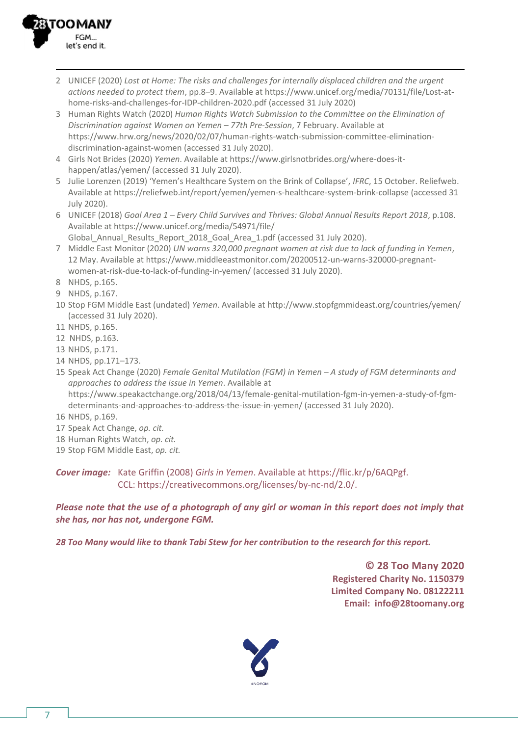2 UNICEF (2020) *Lost at Home: The risks and challenges for internally displaced children and the urgent actions needed to protect them*, pp.8–9. Available at https://www.unicef.org/media/70131/file/Lost-at-home-risks-and-challenges-for-IDP-children-2020.pdf (accessed 31 July 2020)

3 Human Rights Watch (2020) *Human Rights Watch Submission to the Committee on the Elimination of Discrimination against Women on Yemen – 77th Pre-Session*, 7 February. Available at https://www.hrw.org/news/2020/02/07/human-rights-watch-submission-committee-elimination-discrimination-against-women (accessed 31 July 2020).

4 Girls Not Brides (2020) *Yemen*. Available at https://www.girlsnotbrides.org/where-does-it-happen/atlas/yemen/ (accessed 31 July 2020).

5 Julie Lorenzen (2019) 'Yemen's Healthcare System on the Brink of Collapse', *IFRC*, 15 October. Reliefweb. Available at https://reliefweb.int/report/yemen/yemen-s-healthcare-system-brink-collapse (accessed 31 July 2020).

6 UNICEF (2018) *Goal Area 1 – Every Child Survives and Thrives: Global Annual Results Report 2018*, p.108. Available at https://www.unicef.org/media/54971/file/Global_Annual_Results_Report_2018_Goal_Area_1.pdf (accessed 31 July 2020).

7 Middle East Monitor (2020) *UN warns 320,000 pregnant women at risk due to lack of funding in Yemen*, 12 May. Available at https://www.middleeastmonitor.com/20200512-un-warns-320000-pregnant-women-at-risk-due-to-lack-of-funding-in-yemen/ (accessed 31 July 2020).

8 NHDS, p.165.

9 NHDS, p.167.

10 Stop FGM Middle East (undated) *Yemen*. Available at http://www.stopfgmmideast.org/countries/yemen/ (accessed 31 July 2020).

11 NHDS, p.165.

12 NHDS, p.163.

13 NHDS, p.171.

14 NHDS, pp.171–173.

15 Speak Act Change (2020) *Female Genital Mutilation (FGM) in Yemen – A study of FGM determinants and approaches to address the issue in Yemen*. Available at https://www.speakactchange.org/2018/04/13/female-genital-mutilation-fgm-in-yemen-a-study-of-fgm-determinants-and-approaches-to-address-the-issue-in-yemen/ (accessed 31 July 2020).

16 NHDS, p.169.

17 Speak Act Change, *op. cit.*

18 Human Rights Watch, *op. cit.*

19 Stop FGM Middle East, *op. cit.*

***Cover image:*** Kate Griffin (2008) *Girls in Yemen*. Available at https://flic.kr/p/6AQPgf. CCL: https://creativecommons.org/licenses/by-nc-nd/2.0/.

***Please note that the use of a photograph of any girl or woman in this report does not imply that she has, nor has not, undergone FGM.***

***28 Too Many would like to thank Tabi Stew for her contribution to the research for this report.***

**© 28 Too Many 2020**
**Registered Charity No. 1150379**
**Limited Company No. 08122211**
**Email: info@28toomany.org**

#NOFGM